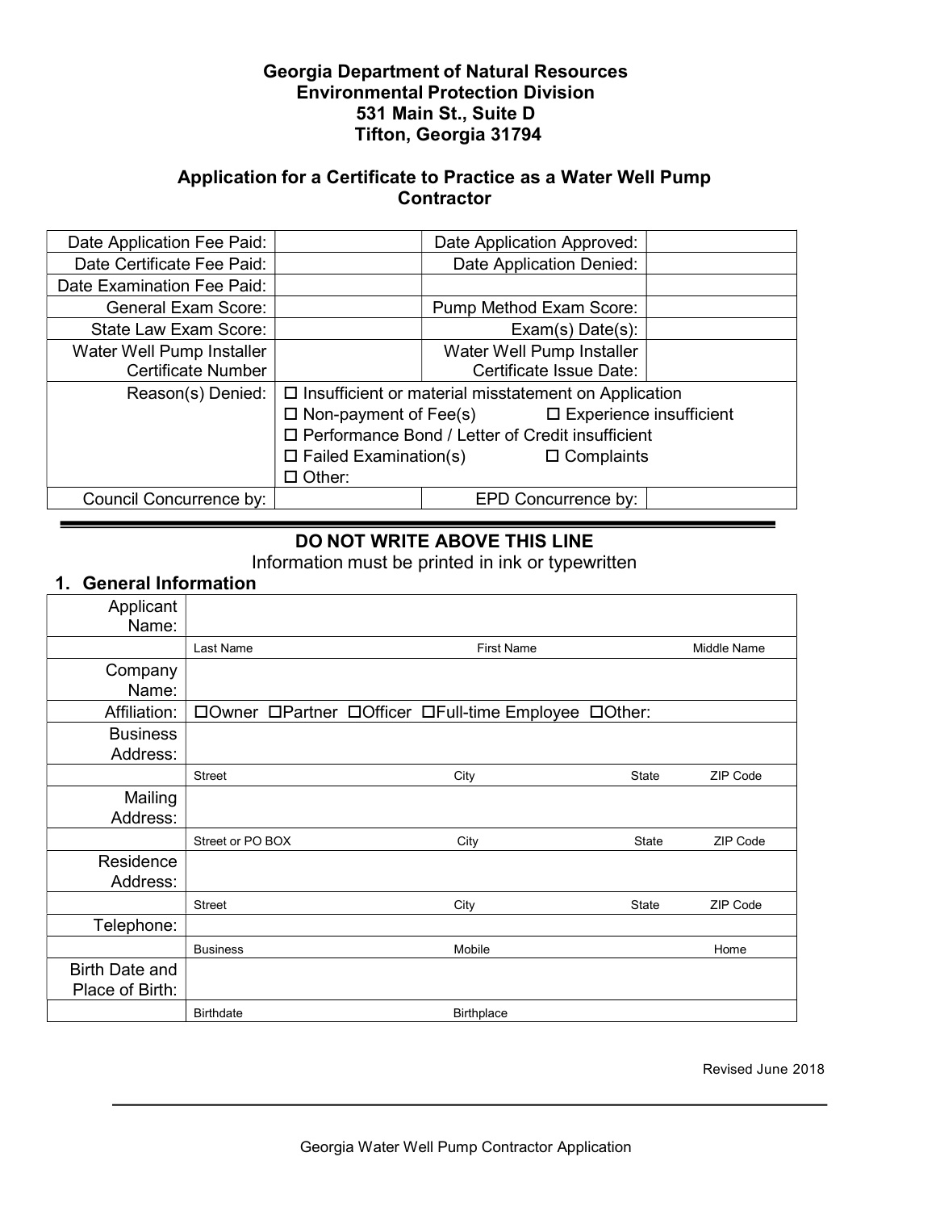**Georgia Department of Natural Resources**
**Environmental Protection Division**
**531 Main St., Suite D**
**Tifton, Georgia 31794**

## Application for a Certificate to Practice as a Water Well Pump Contractor

| | | | |
|---|---|---|---|
| Date Application Fee Paid: | | Date Application Approved: | |
| Date Certificate Fee Paid: | | Date Application Denied: | |
| Date Examination Fee Paid: | | | |
| General Exam Score: | | Pump Method Exam Score: | |
| State Law Exam Score: | | Exam(s) Date(s): | |
| Water Well Pump Installer Certificate Number | | Water Well Pump Installer Certificate Issue Date: | |
| Reason(s) Denied: | ☐ Insufficient or material misstatement on Application<br>☐ Non-payment of Fee(s) ☐ Experience insufficient<br>☐ Performance Bond / Letter of Credit insufficient<br>☐ Failed Examination(s) ☐ Complaints<br>☐ Other: | | |
| Council Concurrence by: | | EPD Concurrence by: | |

**DO NOT WRITE ABOVE THIS LINE**

Information must be printed in ink or typewritten

## 1. General Information

| | | | | |
|---|---|---|---|---|
| Applicant Name: | | | | |
| | Last Name | First Name | | Middle Name |
| Company Name: | | | | |
| Affiliation: | ☐Owner ☐Partner ☐Officer ☐Full-time Employee ☐Other: | | | |
| Business Address: | | | | |
| | Street | City | State | ZIP Code |
| Mailing Address: | | | | |
| | Street or PO BOX | City | State | ZIP Code |
| Residence Address: | | | | |
| | Street | City | State | ZIP Code |
| Telephone: | | | | |
| | Business | Mobile | | Home |
| Birth Date and Place of Birth: | | | | |
| | Birthdate | Birthplace | | |

Revised June 2018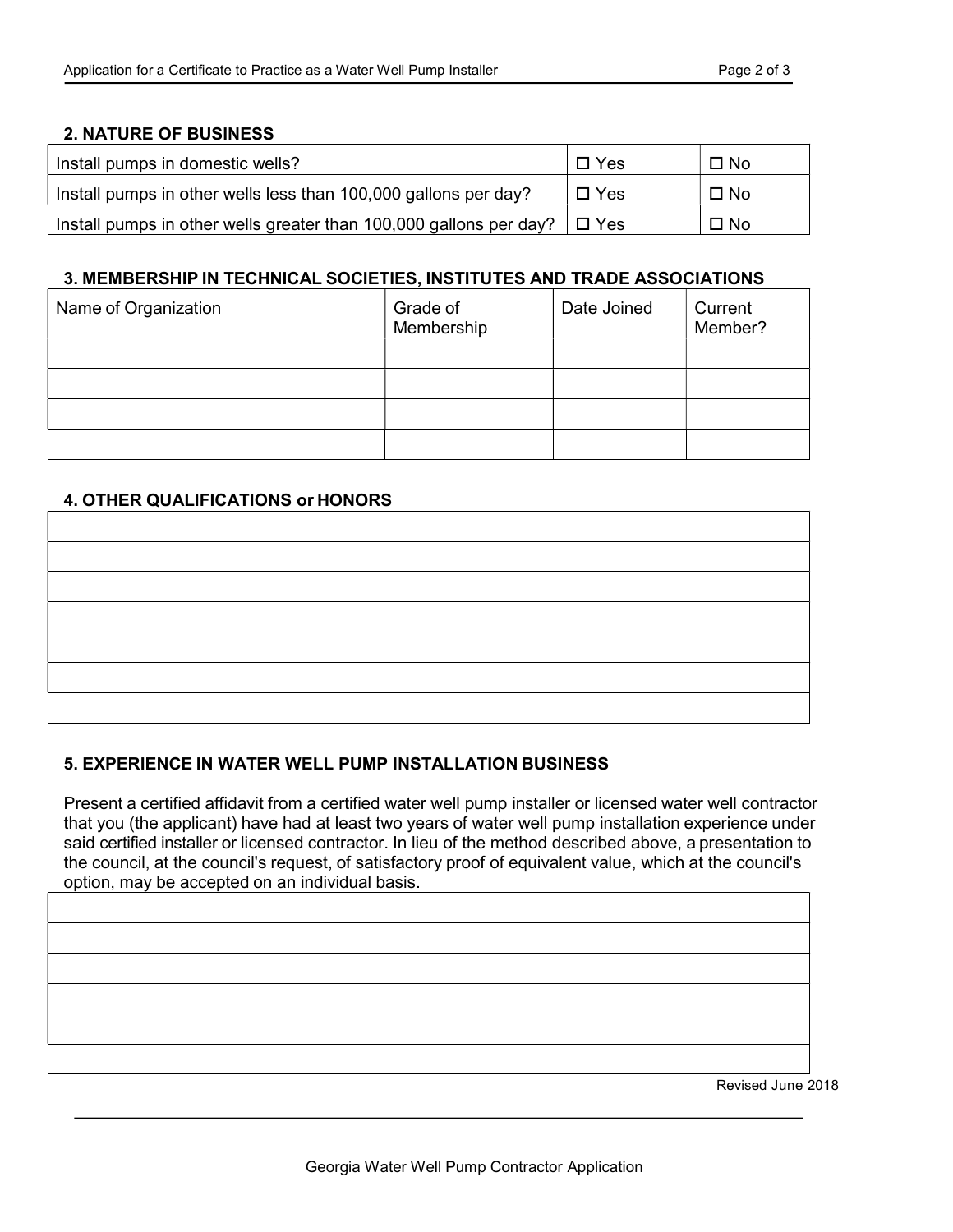## 2. NATURE OF BUSINESS

| | | |
|---|---|---|
| Install pumps in domestic wells? | ☐ Yes | ☐ No |
| Install pumps in other wells less than 100,000 gallons per day? | ☐ Yes | ☐ No |
| Install pumps in other wells greater than 100,000 gallons per day? | ☐ Yes | ☐ No |

## 3. MEMBERSHIP IN TECHNICAL SOCIETIES, INSTITUTES AND TRADE ASSOCIATIONS

| Name of Organization | Grade of Membership | Date Joined | Current Member? |
|---|---|---|---|
| | | | |
| | | | |
| | | | |
| | | | |

## 4. OTHER QUALIFICATIONS or HONORS

| |
|---|
| |
| |
| |
| |
| |
| |
| |

## 5. EXPERIENCE IN WATER WELL PUMP INSTALLATION BUSINESS

Present a certified affidavit from a certified water well pump installer or licensed water well contractor that you (the applicant) have had at least two years of water well pump installation experience under said certified installer or licensed contractor. In lieu of the method described above, a presentation to the council, at the council's request, of satisfactory proof of equivalent value, which at the council's option, may be accepted on an individual basis.

| |
|---|
| |
| |
| |
| |
| |
| |

Revised June 2018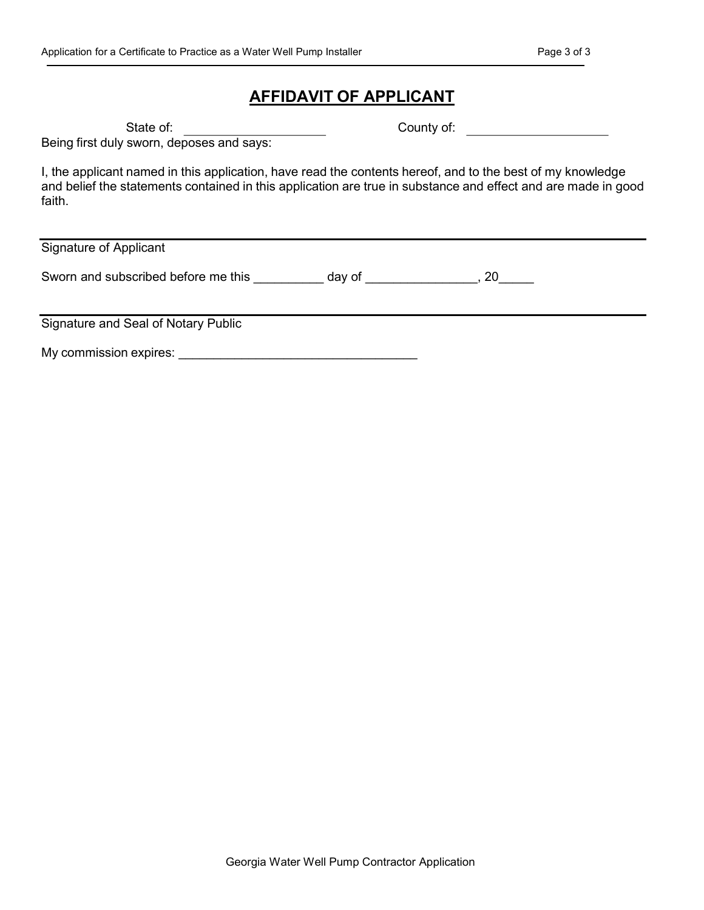# AFFIDAVIT OF APPLICANT

State of: ____________________ County of: ____________________

Being first duly sworn, deposes and says:

I, the applicant named in this application, have read the contents hereof, and to the best of my knowledge and belief the statements contained in this application are true in substance and effect and are made in good faith.

---

Signature of Applicant

Sworn and subscribed before me this __________ day of ________________, 20_____

---

Signature and Seal of Notary Public

My commission expires: __________________________________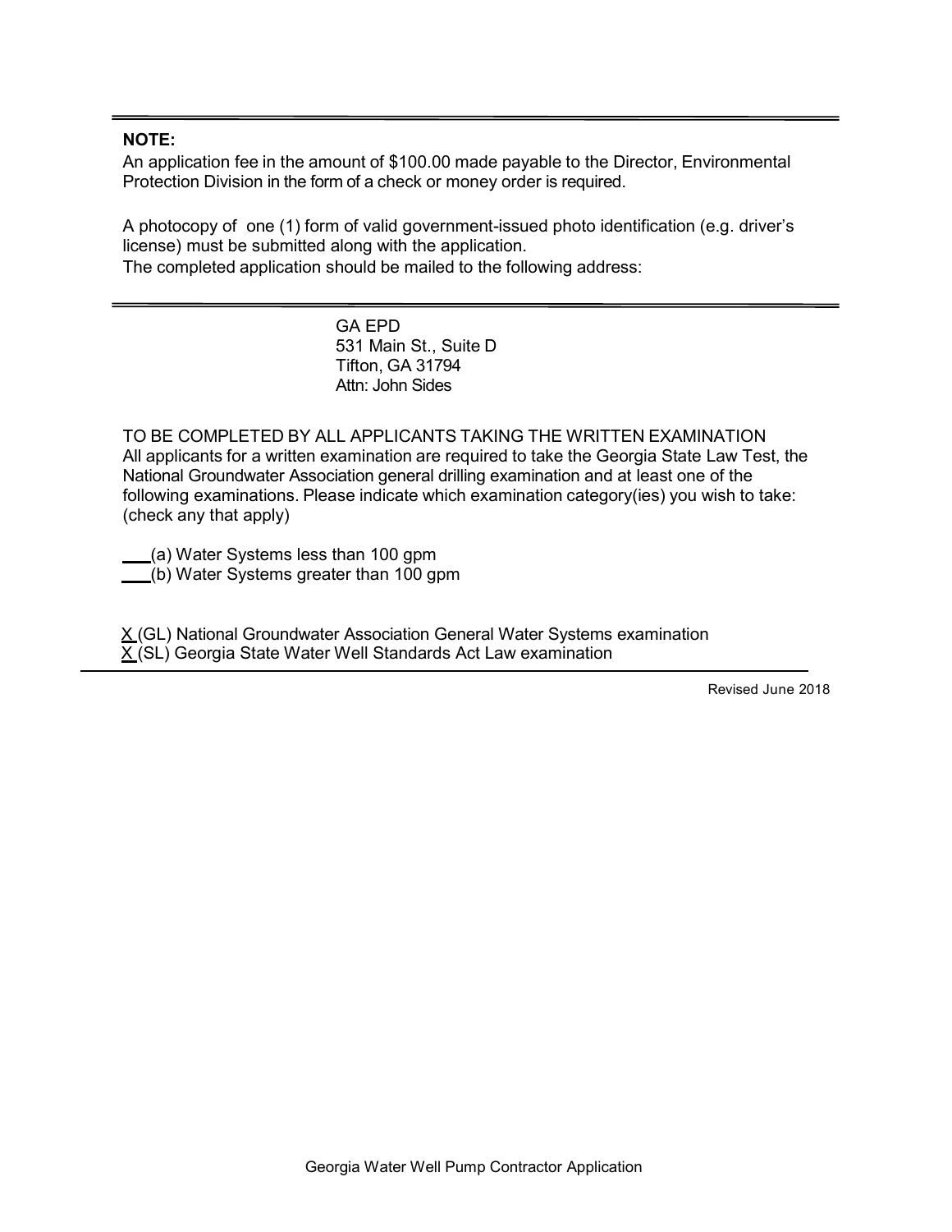**NOTE:**

An application fee in the amount of $100.00 made payable to the Director, Environmental Protection Division in the form of a check or money order is required.

A photocopy of one (1) form of valid government-issued photo identification (e.g. driver's license) must be submitted along with the application.

The completed application should be mailed to the following address:

GA EPD
531 Main St., Suite D
Tifton, GA 31794
Attn: John Sides

TO BE COMPLETED BY ALL APPLICANTS TAKING THE WRITTEN EXAMINATION

All applicants for a written examination are required to take the Georgia State Law Test, the National Groundwater Association general drilling examination and at least one of the following examinations. Please indicate which examination category(ies) you wish to take: (check any that apply)

___(a) Water Systems less than 100 gpm
___(b) Water Systems greater than 100 gpm

X (GL) National Groundwater Association General Water Systems examination
X (SL) Georgia State Water Well Standards Act Law examination

Revised June 2018